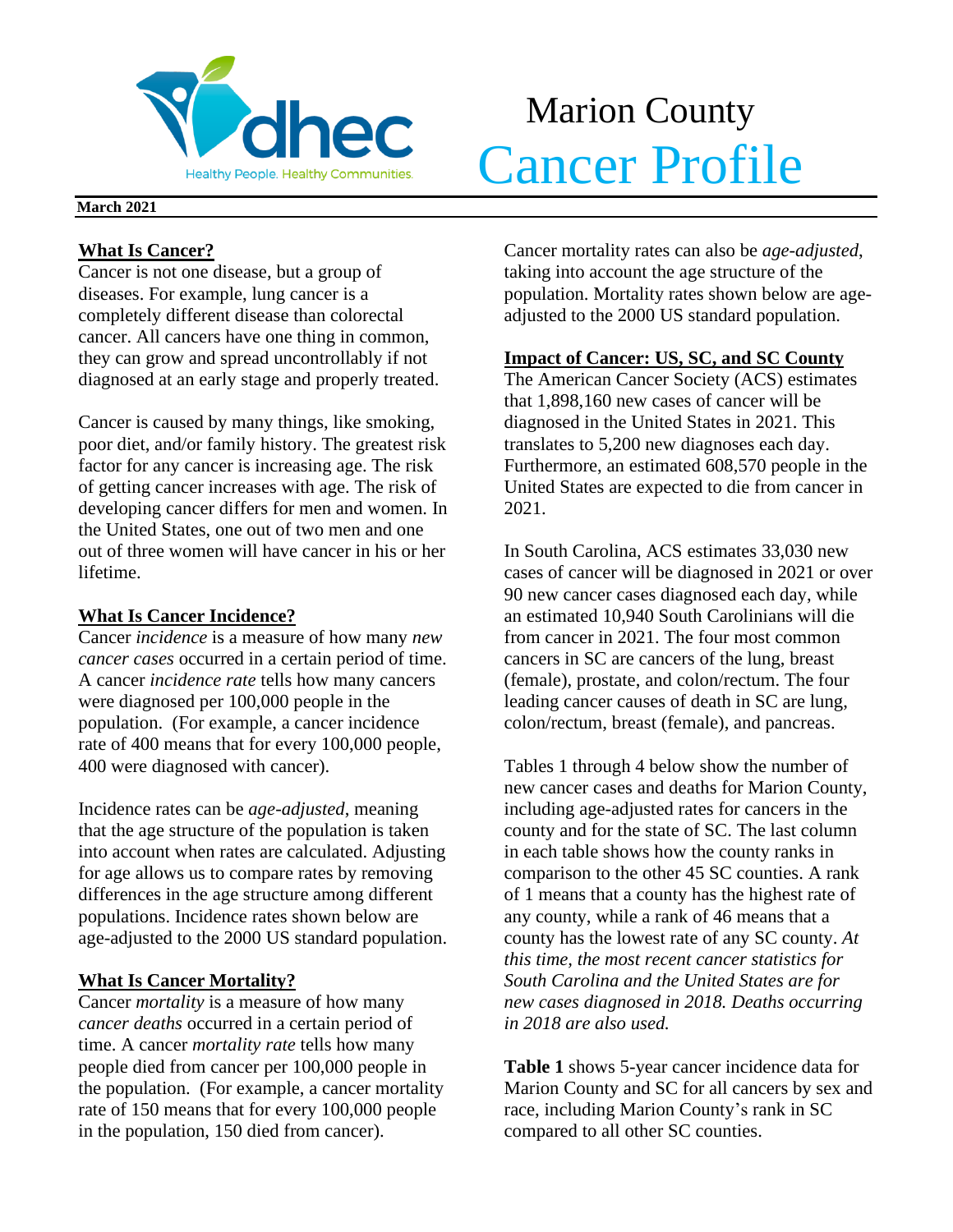# Marion County Cancer Profile

**March 2021**

## What Is Cancer?

Cancer is not one disease, but a group of diseases. For example, lung cancer is a completely different disease than colorectal cancer. All cancers have one thing in common, they can grow and spread uncontrollably if not diagnosed at an early stage and properly treated.

Cancer is caused by many things, like smoking, poor diet, and/or family history. The greatest risk factor for any cancer is increasing age. The risk of getting cancer increases with age. The risk of developing cancer differs for men and women. In the United States, one out of two men and one out of three women will have cancer in his or her lifetime.

## What Is Cancer Incidence?

Cancer *incidence* is a measure of how many *new cancer cases* occurred in a certain period of time. A cancer *incidence rate* tells how many cancers were diagnosed per 100,000 people in the population. (For example, a cancer incidence rate of 400 means that for every 100,000 people, 400 were diagnosed with cancer).

Incidence rates can be *age-adjusted*, meaning that the age structure of the population is taken into account when rates are calculated. Adjusting for age allows us to compare rates by removing differences in the age structure among different populations. Incidence rates shown below are age-adjusted to the 2000 US standard population.

## What Is Cancer Mortality?

Cancer *mortality* is a measure of how many *cancer deaths* occurred in a certain period of time. A cancer *mortality rate* tells how many people died from cancer per 100,000 people in the population. (For example, a cancer mortality rate of 150 means that for every 100,000 people in the population, 150 died from cancer).

Cancer mortality rates can also be *age-adjusted*, taking into account the age structure of the population. Mortality rates shown below are age-adjusted to the 2000 US standard population.

## Impact of Cancer: US, SC, and SC County

The American Cancer Society (ACS) estimates that 1,898,160 new cases of cancer will be diagnosed in the United States in 2021. This translates to 5,200 new diagnoses each day. Furthermore, an estimated 608,570 people in the United States are expected to die from cancer in 2021.

In South Carolina, ACS estimates 33,030 new cases of cancer will be diagnosed in 2021 or over 90 new cancer cases diagnosed each day, while an estimated 10,940 South Carolinians will die from cancer in 2021. The four most common cancers in SC are cancers of the lung, breast (female), prostate, and colon/rectum. The four leading cancer causes of death in SC are lung, colon/rectum, breast (female), and pancreas.

Tables 1 through 4 below show the number of new cancer cases and deaths for Marion County, including age-adjusted rates for cancers in the county and for the state of SC. The last column in each table shows how the county ranks in comparison to the other 45 SC counties. A rank of 1 means that a county has the highest rate of any county, while a rank of 46 means that a county has the lowest rate of any SC county. *At this time, the most recent cancer statistics for South Carolina and the United States are for new cases diagnosed in 2018. Deaths occurring in 2018 are also used.*

**Table 1** shows 5-year cancer incidence data for Marion County and SC for all cancers by sex and race, including Marion County's rank in SC compared to all other SC counties.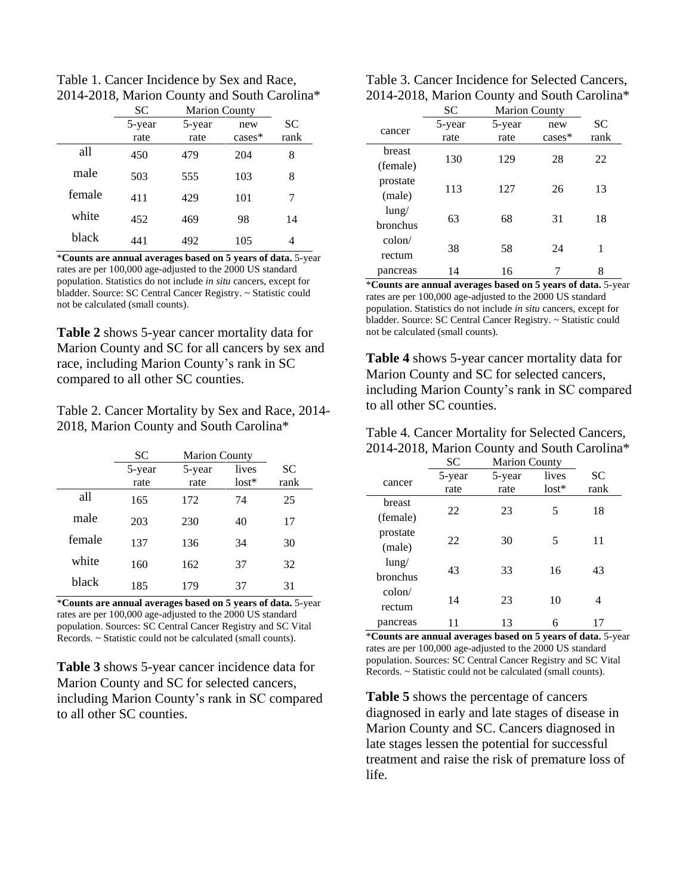Table 1. Cancer Incidence by Sex and Race, 2014-2018, Marion County and South Carolina*

| | SC | Marion County | | |
|---|---|---|---|---|
| | 5-year rate | 5-year rate | new cases* | SC rank |
| all | 450 | 479 | 204 | 8 |
| male | 503 | 555 | 103 | 8 |
| female | 411 | 429 | 101 | 7 |
| white | 452 | 469 | 98 | 14 |
| black | 441 | 492 | 105 | 4 |

***Counts are annual averages based on 5 years of data.** 5-year rates are per 100,000 age-adjusted to the 2000 US standard population. Statistics do not include *in situ* cancers, except for bladder. Source: SC Central Cancer Registry. ~ Statistic could not be calculated (small counts).

**Table 2** shows 5-year cancer mortality data for Marion County and SC for all cancers by sex and race, including Marion County's rank in SC compared to all other SC counties.

Table 2. Cancer Mortality by Sex and Race, 2014-2018, Marion County and South Carolina*

| | SC | Marion County | | |
|---|---|---|---|---|
| | 5-year rate | 5-year rate | lives lost* | SC rank |
| all | 165 | 172 | 74 | 25 |
| male | 203 | 230 | 40 | 17 |
| female | 137 | 136 | 34 | 30 |
| white | 160 | 162 | 37 | 32 |
| black | 185 | 179 | 37 | 31 |

***Counts are annual averages based on 5 years of data.** 5-year rates are per 100,000 age-adjusted to the 2000 US standard population. Sources: SC Central Cancer Registry and SC Vital Records. ~ Statistic could not be calculated (small counts).

**Table 3** shows 5-year cancer incidence data for Marion County and SC for selected cancers, including Marion County's rank in SC compared to all other SC counties.

Table 3. Cancer Incidence for Selected Cancers, 2014-2018, Marion County and South Carolina*

| | SC | Marion County | | |
|---|---|---|---|---|
| cancer | 5-year rate | 5-year rate | new cases* | SC rank |
| breast (female) | 130 | 129 | 28 | 22 |
| prostate (male) | 113 | 127 | 26 | 13 |
| lung/ bronchus | 63 | 68 | 31 | 18 |
| colon/ rectum | 38 | 58 | 24 | 1 |
| pancreas | 14 | 16 | 7 | 8 |

***Counts are annual averages based on 5 years of data.** 5-year rates are per 100,000 age-adjusted to the 2000 US standard population. Statistics do not include *in situ* cancers, except for bladder. Source: SC Central Cancer Registry. ~ Statistic could not be calculated (small counts).

**Table 4** shows 5-year cancer mortality data for Marion County and SC for selected cancers, including Marion County's rank in SC compared to all other SC counties.

Table 4. Cancer Mortality for Selected Cancers, 2014-2018, Marion County and South Carolina*

| | SC | Marion County | | |
|---|---|---|---|---|
| cancer | 5-year rate | 5-year rate | lives lost* | SC rank |
| breast (female) | 22 | 23 | 5 | 18 |
| prostate (male) | 22 | 30 | 5 | 11 |
| lung/ bronchus | 43 | 33 | 16 | 43 |
| colon/ rectum | 14 | 23 | 10 | 4 |
| pancreas | 11 | 13 | 6 | 17 |

***Counts are annual averages based on 5 years of data.** 5-year rates are per 100,000 age-adjusted to the 2000 US standard population. Sources: SC Central Cancer Registry and SC Vital Records. ~ Statistic could not be calculated (small counts).

**Table 5** shows the percentage of cancers diagnosed in early and late stages of disease in Marion County and SC. Cancers diagnosed in late stages lessen the potential for successful treatment and raise the risk of premature loss of life.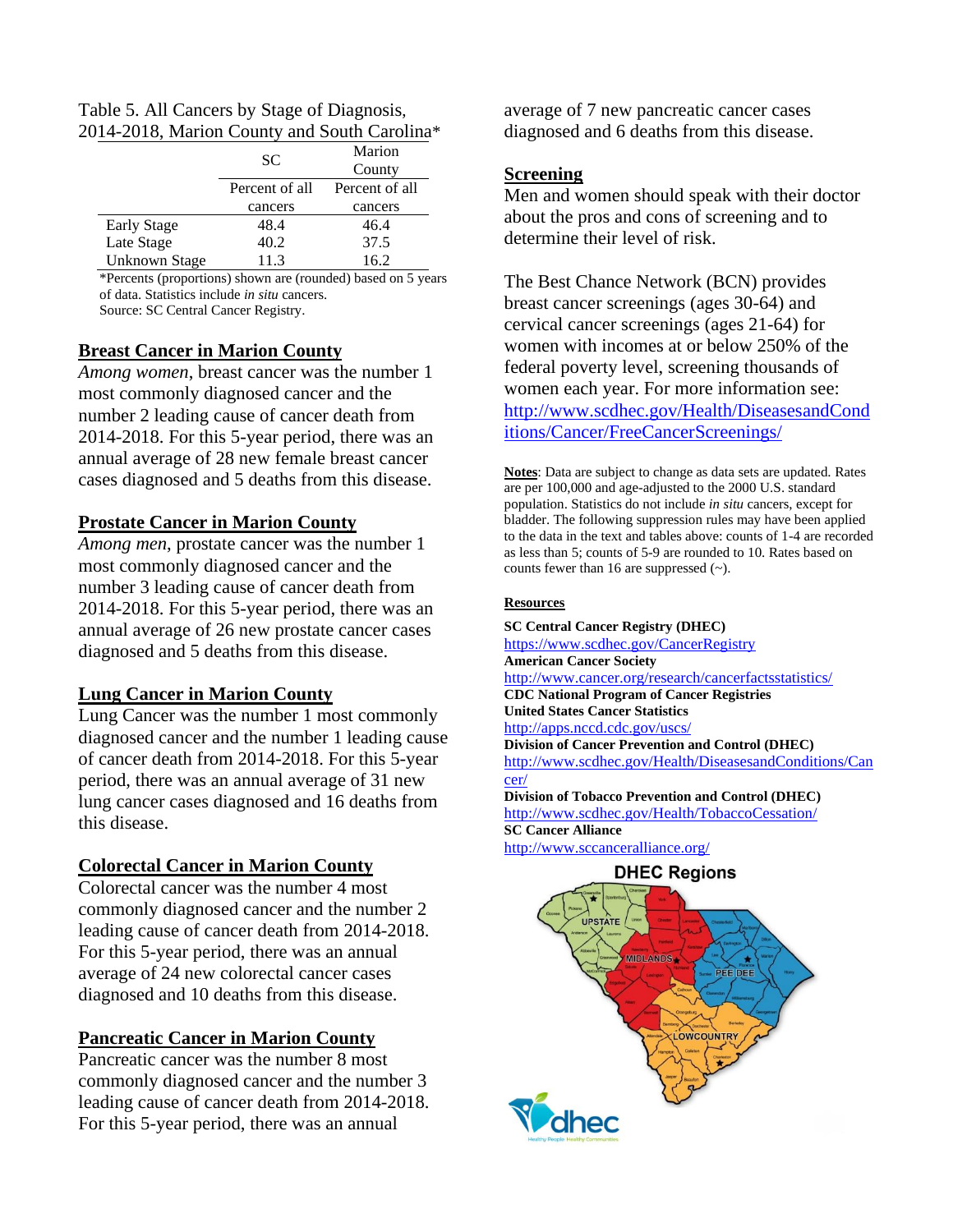Table 5. All Cancers by Stage of Diagnosis, 2014-2018, Marion County and South Carolina*

| | SC | Marion County |
|---|---|---|
| | Percent of all cancers | Percent of all cancers |
| Early Stage | 48.4 | 46.4 |
| Late Stage | 40.2 | 37.5 |
| Unknown Stage | 11.3 | 16.2 |

*Percents (proportions) shown are (rounded) based on 5 years of data. Statistics include *in situ* cancers.
Source: SC Central Cancer Registry.

## Breast Cancer in Marion County

*Among women*, breast cancer was the number 1 most commonly diagnosed cancer and the number 2 leading cause of cancer death from 2014-2018. For this 5-year period, there was an annual average of 28 new female breast cancer cases diagnosed and 5 deaths from this disease.

## Prostate Cancer in Marion County

*Among men*, prostate cancer was the number 1 most commonly diagnosed cancer and the number 3 leading cause of cancer death from 2014-2018. For this 5-year period, there was an annual average of 26 new prostate cancer cases diagnosed and 5 deaths from this disease.

## Lung Cancer in Marion County

Lung Cancer was the number 1 most commonly diagnosed cancer and the number 1 leading cause of cancer death from 2014-2018. For this 5-year period, there was an annual average of 31 new lung cancer cases diagnosed and 16 deaths from this disease.

## Colorectal Cancer in Marion County

Colorectal cancer was the number 4 most commonly diagnosed cancer and the number 2 leading cause of cancer death from 2014-2018. For this 5-year period, there was an annual average of 24 new colorectal cancer cases diagnosed and 10 deaths from this disease.

## Pancreatic Cancer in Marion County

Pancreatic cancer was the number 8 most commonly diagnosed cancer and the number 3 leading cause of cancer death from 2014-2018. For this 5-year period, there was an annual average of 7 new pancreatic cancer cases diagnosed and 6 deaths from this disease.

## Screening

Men and women should speak with their doctor about the pros and cons of screening and to determine their level of risk.

The Best Chance Network (BCN) provides breast cancer screenings (ages 30-64) and cervical cancer screenings (ages 21-64) for women with incomes at or below 250% of the federal poverty level, screening thousands of women each year. For more information see: http://www.scdhec.gov/Health/DiseasesandConditions/Cancer/FreeCancerScreenings/

**Notes**: Data are subject to change as data sets are updated. Rates are per 100,000 and age-adjusted to the 2000 U.S. standard population. Statistics do not include *in situ* cancers, except for bladder. The following suppression rules may have been applied to the data in the text and tables above: counts of 1-4 are recorded as less than 5; counts of 5-9 are rounded to 10. Rates based on counts fewer than 16 are suppressed (~).

**Resources**

**SC Central Cancer Registry (DHEC)**
https://www.scdhec.gov/CancerRegistry
**American Cancer Society**
http://www.cancer.org/research/cancerfactsstatistics/
**CDC National Program of Cancer Registries**
**United States Cancer Statistics**
http://apps.nccd.cdc.gov/uscs/
**Division of Cancer Prevention and Control (DHEC)**
http://www.scdhec.gov/Health/DiseasesandConditions/Cancer/
**Division of Tobacco Prevention and Control (DHEC)**
http://www.scdhec.gov/Health/TobaccoCessation/
**SC Cancer Alliance**
http://www.sccanceralliance.org/

DHEC Regions

UPSTATE
MIDLANDS
PEE DEE
LOWCOUNTRY